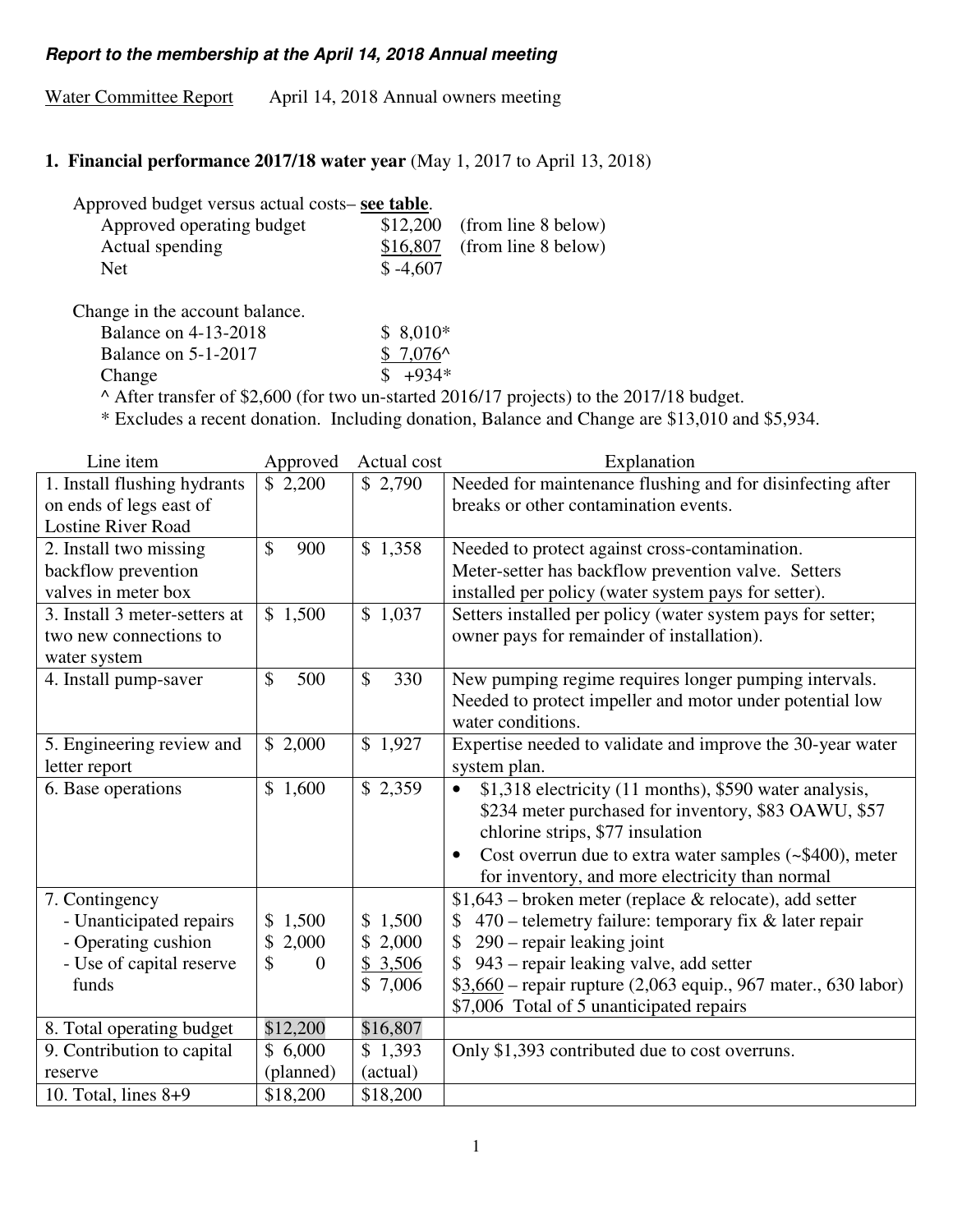***Report to the membership at the April 14, 2018 Annual meeting***

Water Committee Report     April 14, 2018 Annual owners meeting

**1. Financial performance 2017/18 water year** (May 1, 2017 to April 13, 2018)

Approved budget versus actual costs– **see table**.

| | | |
|---|---|---|
| Approved operating budget | $12,200 | (from line 8 below) |
| Actual spending | $16,807 | (from line 8 below) |
| Net | $ -4,607 | |

Change in the account balance.

| | |
|---|---|
| Balance on 4-13-2018 | $ 8,010* |
| Balance on 5-1-2017 | $ 7,076^ |
| Change | $ +934* |

^ After transfer of $2,600 (for two un-started 2016/17 projects) to the 2017/18 budget.
* Excludes a recent donation. Including donation, Balance and Change are $13,010 and $5,934.

| Line item | Approved | Actual cost | Explanation |
|---|---|---|---|
| 1. Install flushing hydrants on ends of legs east of Lostine River Road | $ 2,200 | $ 2,790 | Needed for maintenance flushing and for disinfecting after breaks or other contamination events. |
| 2. Install two missing backflow prevention valves in meter box | $ 900 | $ 1,358 | Needed to protect against cross-contamination. Meter-setter has backflow prevention valve. Setters installed per policy (water system pays for setter). |
| 3. Install 3 meter-setters at two new connections to water system | $ 1,500 | $ 1,037 | Setters installed per policy (water system pays for setter; owner pays for remainder of installation). |
| 4. Install pump-saver | $ 500 | $ 330 | New pumping regime requires longer pumping intervals. Needed to protect impeller and motor under potential low water conditions. |
| 5. Engineering review and letter report | $ 2,000 | $ 1,927 | Expertise needed to validate and improve the 30-year water system plan. |
| 6. Base operations | $ 1,600 | $ 2,359 | • $1,318 electricity (11 months), $590 water analysis, $234 meter purchased for inventory, $83 OAWU, $57 chlorine strips, $77 insulation<br>• Cost overrun due to extra water samples (~$400), meter for inventory, and more electricity than normal |
| 7. Contingency<br>- Unanticipated repairs<br>- Operating cushion<br>- Use of capital reserve funds | <br>$ 1,500<br>$ 2,000<br>$ 0 | <br>$ 1,500<br>$ 2,000<br>$ 3,506<br>$ 7,006 | $1,643 – broken meter (replace & relocate), add setter<br>$ 470 – telemetry failure: temporary fix & later repair<br>$ 290 – repair leaking joint<br>$ 943 – repair leaking valve, add setter<br>$3,660 – repair rupture (2,063 equip., 967 mater., 630 labor)<br>$7,006 Total of 5 unanticipated repairs |
| 8. Total operating budget | $12,200 | $16,807 | |
| 9. Contribution to capital reserve | $ 6,000 (planned) | $ 1,393 (actual) | Only $1,393 contributed due to cost overruns. |
| 10. Total, lines 8+9 | $18,200 | $18,200 | |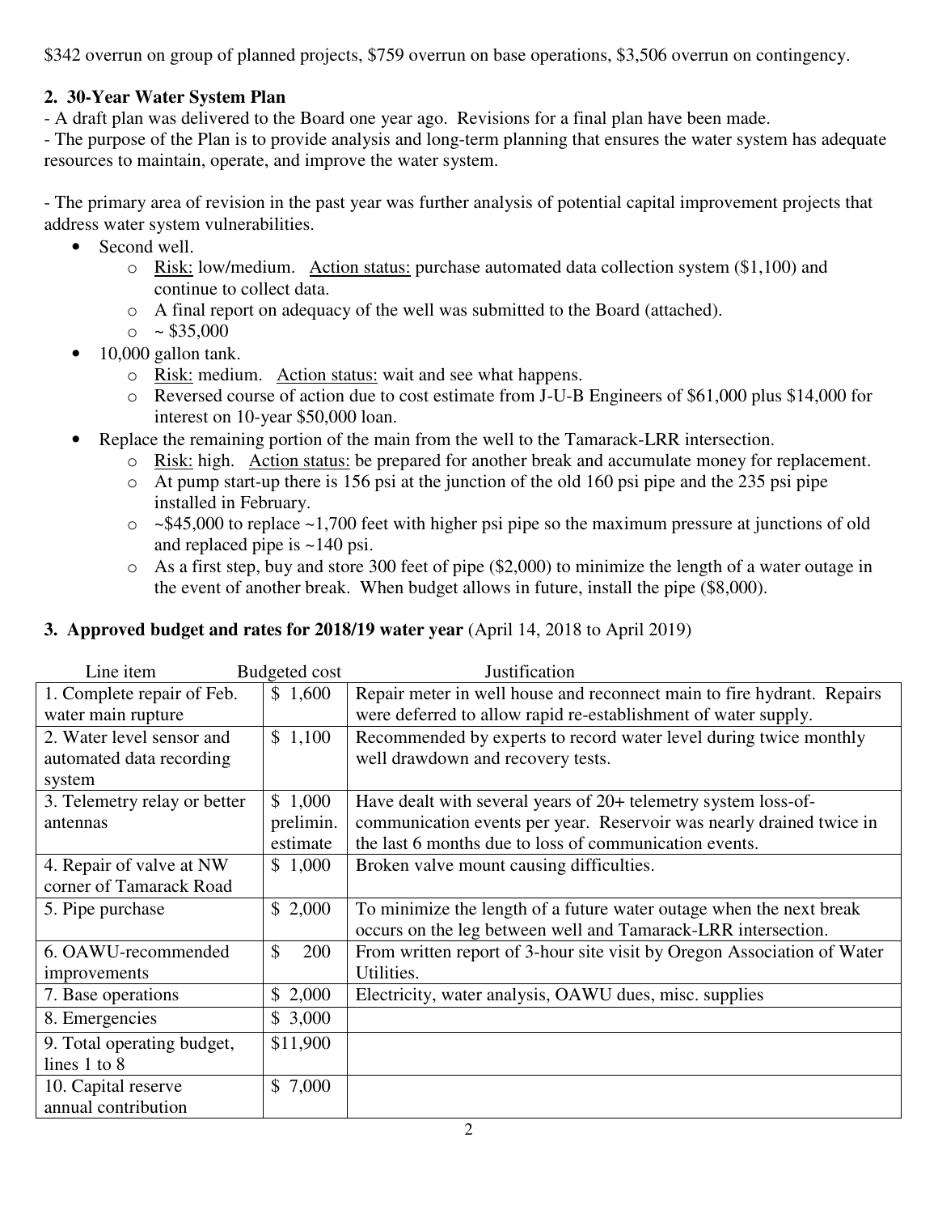$342 overrun on group of planned projects, $759 overrun on base operations, $3,506 overrun on contingency.

## 2. 30-Year Water System Plan

- A draft plan was delivered to the Board one year ago. Revisions for a final plan have been made.
- The purpose of the Plan is to provide analysis and long-term planning that ensures the water system has adequate resources to maintain, operate, and improve the water system.

- The primary area of revision in the past year was further analysis of potential capital improvement projects that address water system vulnerabilities.

- Second well.
  - Risk: low/medium. Action status: purchase automated data collection system ($1,100) and continue to collect data.
  - A final report on adequacy of the well was submitted to the Board (attached).
  - ~ $35,000
- 10,000 gallon tank.
  - Risk: medium. Action status: wait and see what happens.
  - Reversed course of action due to cost estimate from J-U-B Engineers of $61,000 plus $14,000 for interest on 10-year $50,000 loan.
- Replace the remaining portion of the main from the well to the Tamarack-LRR intersection.
  - Risk: high. Action status: be prepared for another break and accumulate money for replacement.
  - At pump start-up there is 156 psi at the junction of the old 160 psi pipe and the 235 psi pipe installed in February.
  - ~$45,000 to replace ~1,700 feet with higher psi pipe so the maximum pressure at junctions of old and replaced pipe is ~140 psi.
  - As a first step, buy and store 300 feet of pipe ($2,000) to minimize the length of a water outage in the event of another break. When budget allows in future, install the pipe ($8,000).

## 3. Approved budget and rates for 2018/19 water year (April 14, 2018 to April 2019)

| Line item | Budgeted cost | Justification |
|---|---|---|
| 1. Complete repair of Feb. water main rupture | $ 1,600 | Repair meter in well house and reconnect main to fire hydrant. Repairs were deferred to allow rapid re-establishment of water supply. |
| 2. Water level sensor and automated data recording system | $ 1,100 | Recommended by experts to record water level during twice monthly well drawdown and recovery tests. |
| 3. Telemetry relay or better antennas | $ 1,000 prelimin. estimate | Have dealt with several years of 20+ telemetry system loss-of-communication events per year. Reservoir was nearly drained twice in the last 6 months due to loss of communication events. |
| 4. Repair of valve at NW corner of Tamarack Road | $ 1,000 | Broken valve mount causing difficulties. |
| 5. Pipe purchase | $ 2,000 | To minimize the length of a future water outage when the next break occurs on the leg between well and Tamarack-LRR intersection. |
| 6. OAWU-recommended improvements | $ 200 | From written report of 3-hour site visit by Oregon Association of Water Utilities. |
| 7. Base operations | $ 2,000 | Electricity, water analysis, OAWU dues, misc. supplies |
| 8. Emergencies | $ 3,000 | |
| 9. Total operating budget, lines 1 to 8 | $11,900 | |
| 10. Capital reserve annual contribution | $ 7,000 | |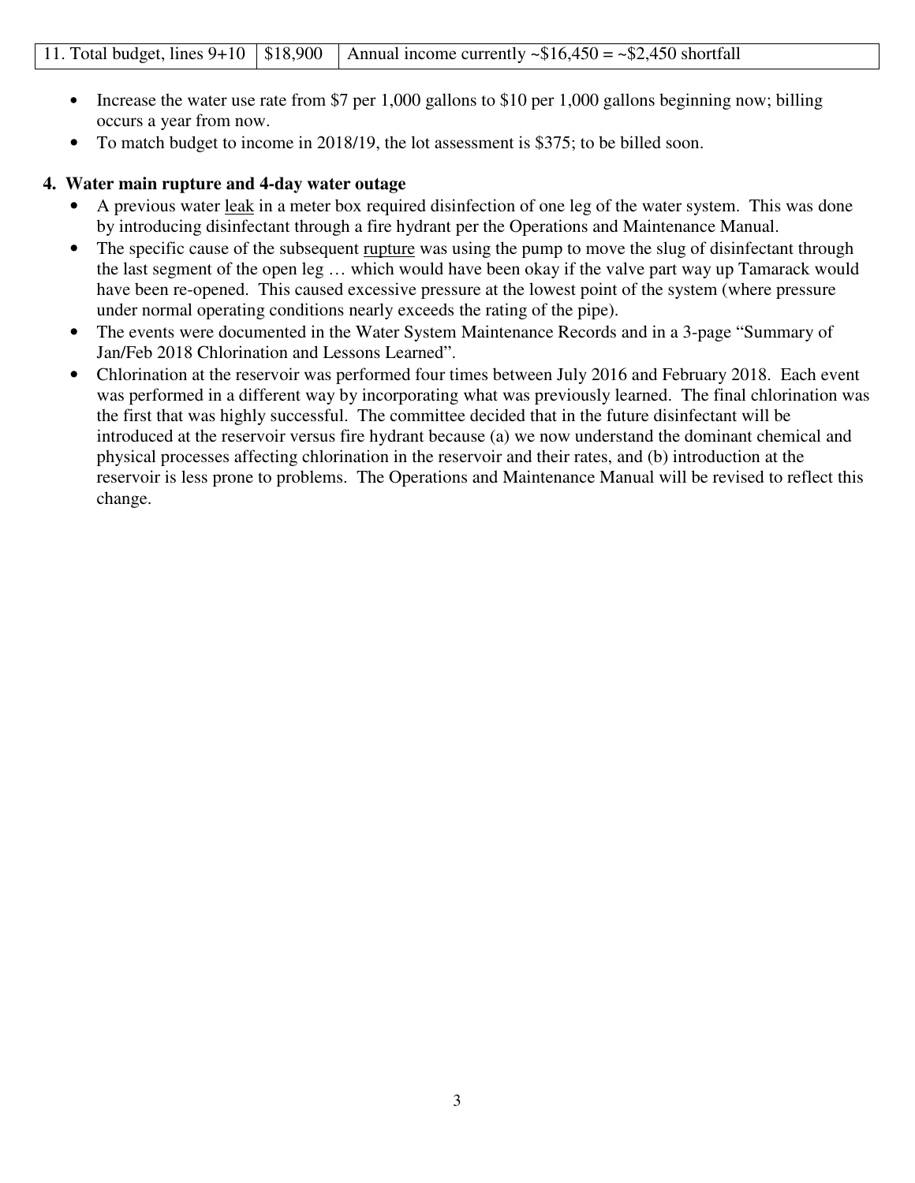| | | |
|---|---|---|
| 11. Total budget, lines 9+10 | \$18,900 | Annual income currently ~\$16,450 = ~\$2,450 shortfall |

- Increase the water use rate from \$7 per 1,000 gallons to \$10 per 1,000 gallons beginning now; billing occurs a year from now.
- To match budget to income in 2018/19, the lot assessment is \$375; to be billed soon.

## 4. Water main rupture and 4-day water outage

- A previous water <u>leak</u> in a meter box required disinfection of one leg of the water system. This was done by introducing disinfectant through a fire hydrant per the Operations and Maintenance Manual.
- The specific cause of the subsequent <u>rupture</u> was using the pump to move the slug of disinfectant through the last segment of the open leg … which would have been okay if the valve part way up Tamarack would have been re-opened. This caused excessive pressure at the lowest point of the system (where pressure under normal operating conditions nearly exceeds the rating of the pipe).
- The events were documented in the Water System Maintenance Records and in a 3-page "Summary of Jan/Feb 2018 Chlorination and Lessons Learned".
- Chlorination at the reservoir was performed four times between July 2016 and February 2018. Each event was performed in a different way by incorporating what was previously learned. The final chlorination was the first that was highly successful. The committee decided that in the future disinfectant will be introduced at the reservoir versus fire hydrant because (a) we now understand the dominant chemical and physical processes affecting chlorination in the reservoir and their rates, and (b) introduction at the reservoir is less prone to problems. The Operations and Maintenance Manual will be revised to reflect this change.